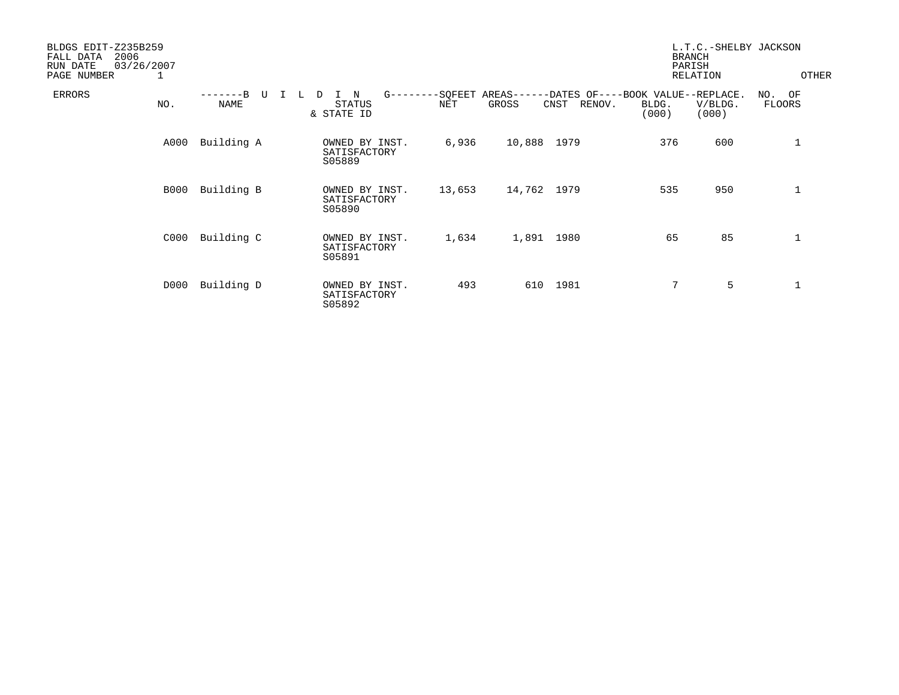BLDGS EDIT-Z235B259
FALL DATA 2006
RUN DATE 03/26/2007
PAGE NUMBER 1

L.T.C.-SHELBY JACKSON
BRANCH
PARISH
RELATION
OTHER

| ERRORS | NO. | BUILDING NAME | STATUS & STATE ID | SQFEET AREAS NET | SQFEET AREAS GROSS | DATES OF CNST | DATES OF RENOV. | BOOK VALUE BLDG. (000) | REPLACE. V/BLDG. (000) | NO. OF FLOORS |
|---|---|---|---|---|---|---|---|---|---|---|
| | A000 | Building A | OWNED BY INST. SATISFACTORY S05889 | 6,936 | 10,888 | 1979 | | 376 | 600 | 1 |
| | B000 | Building B | OWNED BY INST. SATISFACTORY S05890 | 13,653 | 14,762 | 1979 | | 535 | 950 | 1 |
| | C000 | Building C | OWNED BY INST. SATISFACTORY S05891 | 1,634 | 1,891 | 1980 | | 65 | 85 | 1 |
| | D000 | Building D | OWNED BY INST. SATISFACTORY S05892 | 493 | 610 | 1981 | | 7 | 5 | 1 |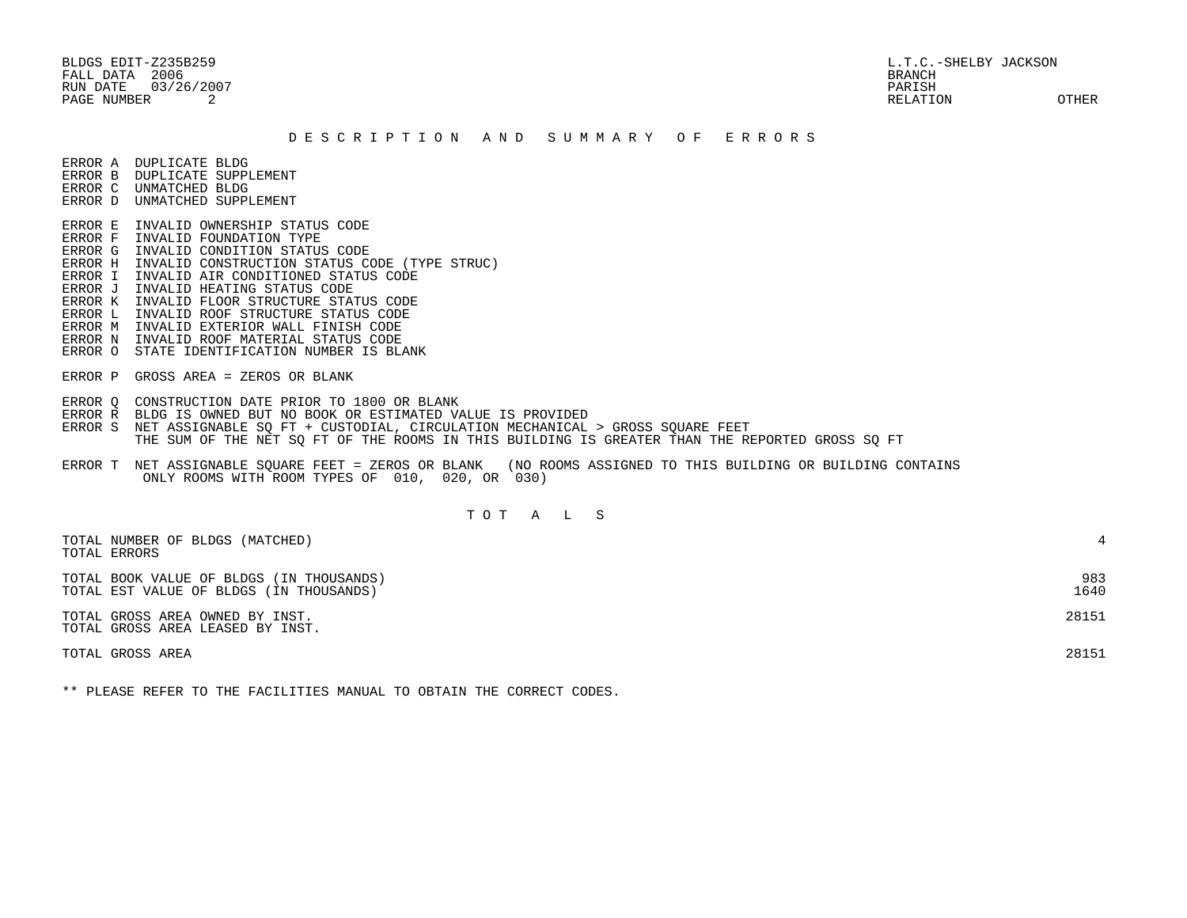BLDGS EDIT-Z235B259
FALL DATA 2006
RUN DATE 03/26/2007
PAGE NUMBER 2

L.T.C.-SHELBY JACKSON
BRANCH
PARISH
RELATION OTHER

## D E S C R I P T I O N A N D S U M M A R Y O F E R R O R S

ERROR A DUPLICATE BLDG
ERROR B DUPLICATE SUPPLEMENT
ERROR C UNMATCHED BLDG
ERROR D UNMATCHED SUPPLEMENT

ERROR E INVALID OWNERSHIP STATUS CODE
ERROR F INVALID FOUNDATION TYPE
ERROR G INVALID CONDITION STATUS CODE
ERROR H INVALID CONSTRUCTION STATUS CODE (TYPE STRUC)
ERROR I INVALID AIR CONDITIONED STATUS CODE
ERROR J INVALID HEATING STATUS CODE
ERROR K INVALID FLOOR STRUCTURE STATUS CODE
ERROR L INVALID ROOF STRUCTURE STATUS CODE
ERROR M INVALID EXTERIOR WALL FINISH CODE
ERROR N INVALID ROOF MATERIAL STATUS CODE
ERROR O STATE IDENTIFICATION NUMBER IS BLANK

ERROR P GROSS AREA = ZEROS OR BLANK

ERROR Q CONSTRUCTION DATE PRIOR TO 1800 OR BLANK
ERROR R BLDG IS OWNED BUT NO BOOK OR ESTIMATED VALUE IS PROVIDED
ERROR S NET ASSIGNABLE SQ FT + CUSTODIAL, CIRCULATION MECHANICAL > GROSS SQUARE FEET
THE SUM OF THE NET SQ FT OF THE ROOMS IN THIS BUILDING IS GREATER THAN THE REPORTED GROSS SQ FT

ERROR T NET ASSIGNABLE SQUARE FEET = ZEROS OR BLANK (NO ROOMS ASSIGNED TO THIS BUILDING OR BUILDING CONTAINS ONLY ROOMS WITH ROOM TYPES OF 010, 020, OR 030)

## T O T A L S

| | |
|---|---|
| TOTAL NUMBER OF BLDGS (MATCHED) | 4 |
| TOTAL ERRORS | |
| TOTAL BOOK VALUE OF BLDGS (IN THOUSANDS) | 983 |
| TOTAL EST VALUE OF BLDGS (IN THOUSANDS) | 1640 |
| TOTAL GROSS AREA OWNED BY INST. | 28151 |
| TOTAL GROSS AREA LEASED BY INST. | |
| TOTAL GROSS AREA | 28151 |

** PLEASE REFER TO THE FACILITIES MANUAL TO OBTAIN THE CORRECT CODES.